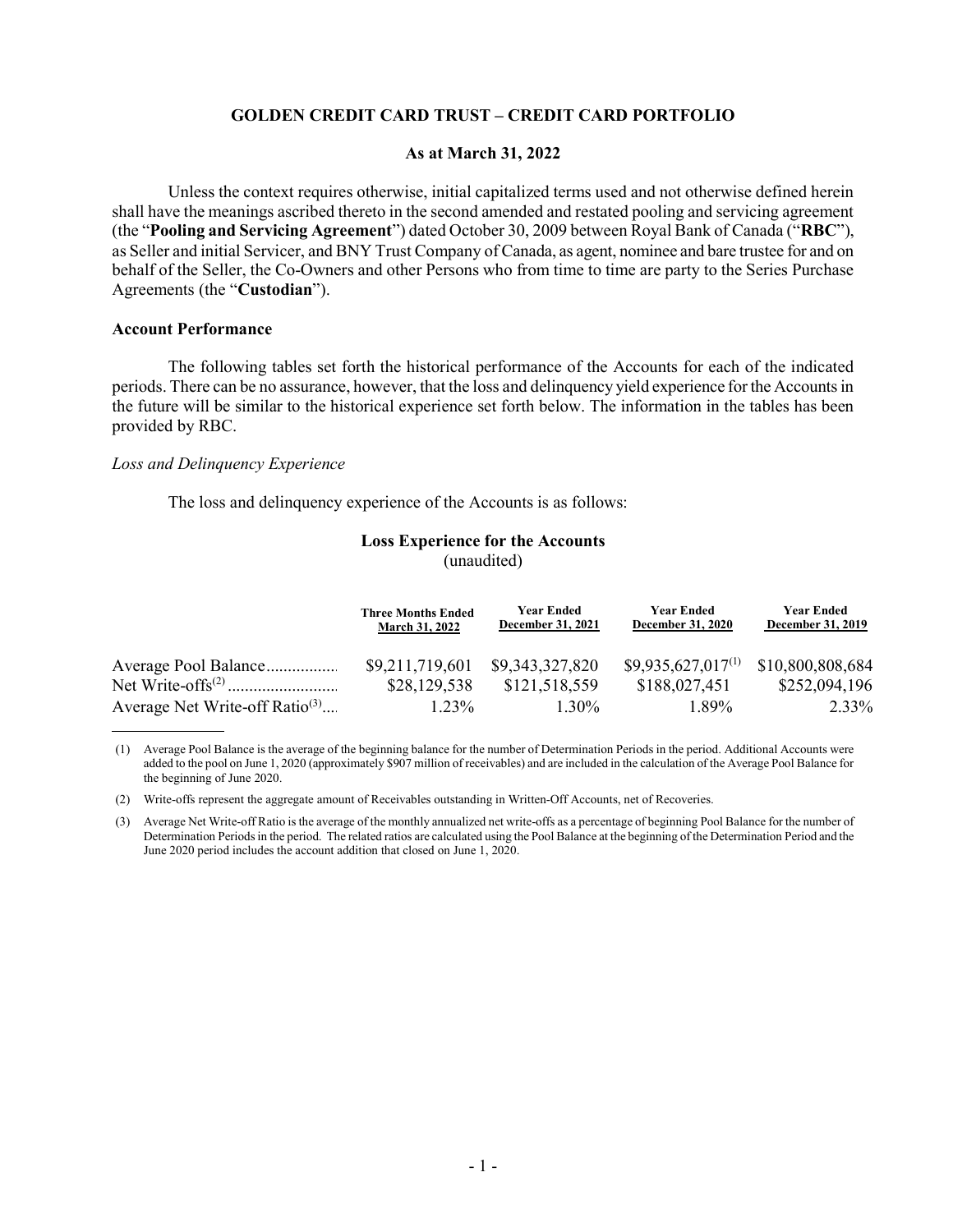# GOLDEN CREDIT CARD TRUST – CREDIT CARD PORTFOLIO

## As at March 31, 2022

Unless the context requires otherwise, initial capitalized terms used and not otherwise defined herein shall have the meanings ascribed thereto in the second amended and restated pooling and servicing agreement (the "**Pooling and Servicing Agreement**") dated October 30, 2009 between Royal Bank of Canada ("**RBC**"), as Seller and initial Servicer, and BNY Trust Company of Canada, as agent, nominee and bare trustee for and on behalf of the Seller, the Co-Owners and other Persons who from time to time are party to the Series Purchase Agreements (the "**Custodian**").

### Account Performance

The following tables set forth the historical performance of the Accounts for each of the indicated periods. There can be no assurance, however, that the loss and delinquency yield experience for the Accounts in the future will be similar to the historical experience set forth below. The information in the tables has been provided by RBC.

*Loss and Delinquency Experience*

The loss and delinquency experience of the Accounts is as follows:

**Loss Experience for the Accounts**
(unaudited)

| | Three Months Ended March 31, 2022 | Year Ended December 31, 2021 | Year Ended December 31, 2020 | Year Ended December 31, 2019 |
|---|---|---|---|---|
| Average Pool Balance | $9,211,719,601 | $9,343,327,820 | $9,935,627,017[1] | $10,800,808,684 |
| Net Write-offs[2] | $28,129,538 | $121,518,559 | $188,027,451 | $252,094,196 |
| Average Net Write-off Ratio[3] | 1.23% | 1.30% | 1.89% | 2.33% |

(1) Average Pool Balance is the average of the beginning balance for the number of Determination Periods in the period. Additional Accounts were added to the pool on June 1, 2020 (approximately $907 million of receivables) and are included in the calculation of the Average Pool Balance for the beginning of June 2020.

(2) Write-offs represent the aggregate amount of Receivables outstanding in Written-Off Accounts, net of Recoveries.

(3) Average Net Write-off Ratio is the average of the monthly annualized net write-offs as a percentage of beginning Pool Balance for the number of Determination Periods in the period. The related ratios are calculated using the Pool Balance at the beginning of the Determination Period and the June 2020 period includes the account addition that closed on June 1, 2020.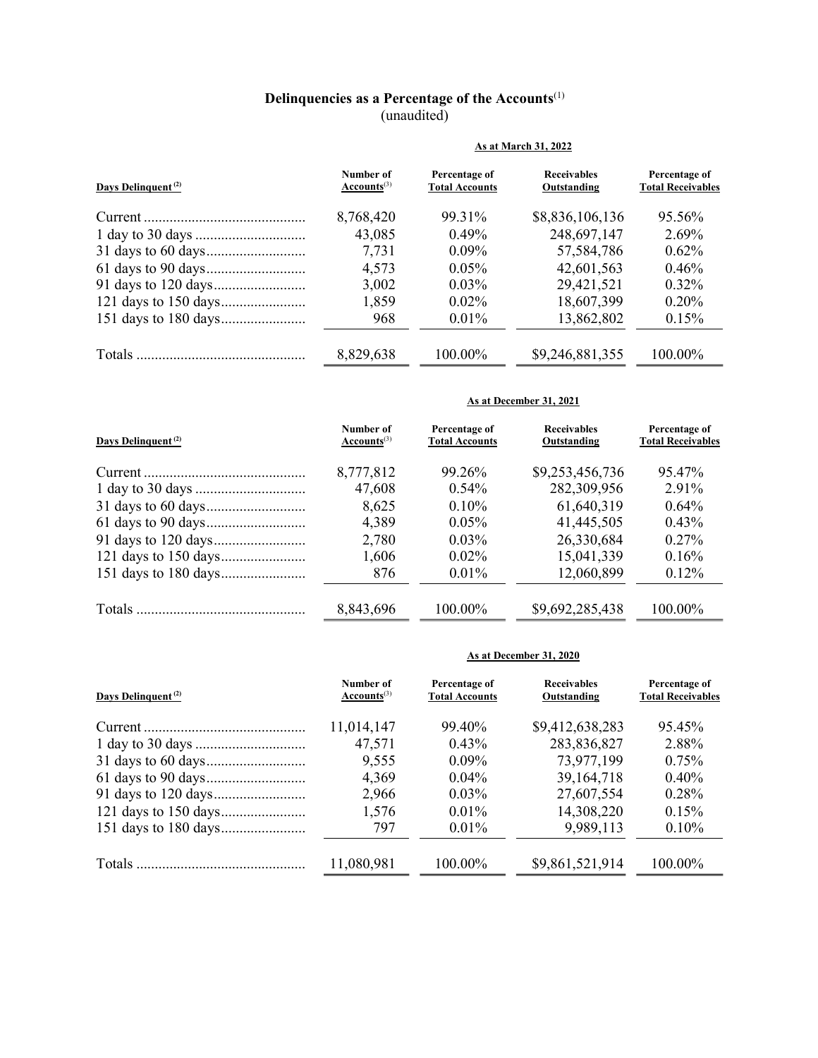## Delinquencies as a Percentage of the Accounts[1]
(unaudited)

| Days Delinquent [2] | Number of Accounts[3] | Percentage of Total Accounts | Receivables Outstanding | Percentage of Total Receivables |
|---|---|---|---|---|
| | **As at March 31, 2022** | | | |
| Current | 8,768,420 | 99.31% | $8,836,106,136 | 95.56% |
| 1 day to 30 days | 43,085 | 0.49% | 248,697,147 | 2.69% |
| 31 days to 60 days | 7,731 | 0.09% | 57,584,786 | 0.62% |
| 61 days to 90 days | 4,573 | 0.05% | 42,601,563 | 0.46% |
| 91 days to 120 days | 3,002 | 0.03% | 29,421,521 | 0.32% |
| 121 days to 150 days | 1,859 | 0.02% | 18,607,399 | 0.20% |
| 151 days to 180 days | 968 | 0.01% | 13,862,802 | 0.15% |
| Totals | 8,829,638 | 100.00% | $9,246,881,355 | 100.00% |

| Days Delinquent [2] | Number of Accounts[3] | Percentage of Total Accounts | Receivables Outstanding | Percentage of Total Receivables |
|---|---|---|---|---|
| | **As at December 31, 2021** | | | |
| Current | 8,777,812 | 99.26% | $9,253,456,736 | 95.47% |
| 1 day to 30 days | 47,608 | 0.54% | 282,309,956 | 2.91% |
| 31 days to 60 days | 8,625 | 0.10% | 61,640,319 | 0.64% |
| 61 days to 90 days | 4,389 | 0.05% | 41,445,505 | 0.43% |
| 91 days to 120 days | 2,780 | 0.03% | 26,330,684 | 0.27% |
| 121 days to 150 days | 1,606 | 0.02% | 15,041,339 | 0.16% |
| 151 days to 180 days | 876 | 0.01% | 12,060,899 | 0.12% |
| Totals | 8,843,696 | 100.00% | $9,692,285,438 | 100.00% |

| Days Delinquent [2] | Number of Accounts[3] | Percentage of Total Accounts | Receivables Outstanding | Percentage of Total Receivables |
|---|---|---|---|---|
| | **As at December 31, 2020** | | | |
| Current | 11,014,147 | 99.40% | $9,412,638,283 | 95.45% |
| 1 day to 30 days | 47,571 | 0.43% | 283,836,827 | 2.88% |
| 31 days to 60 days | 9,555 | 0.09% | 73,977,199 | 0.75% |
| 61 days to 90 days | 4,369 | 0.04% | 39,164,718 | 0.40% |
| 91 days to 120 days | 2,966 | 0.03% | 27,607,554 | 0.28% |
| 121 days to 150 days | 1,576 | 0.01% | 14,308,220 | 0.15% |
| 151 days to 180 days | 797 | 0.01% | 9,989,113 | 0.10% |
| Totals | 11,080,981 | 100.00% | $9,861,521,914 | 100.00% |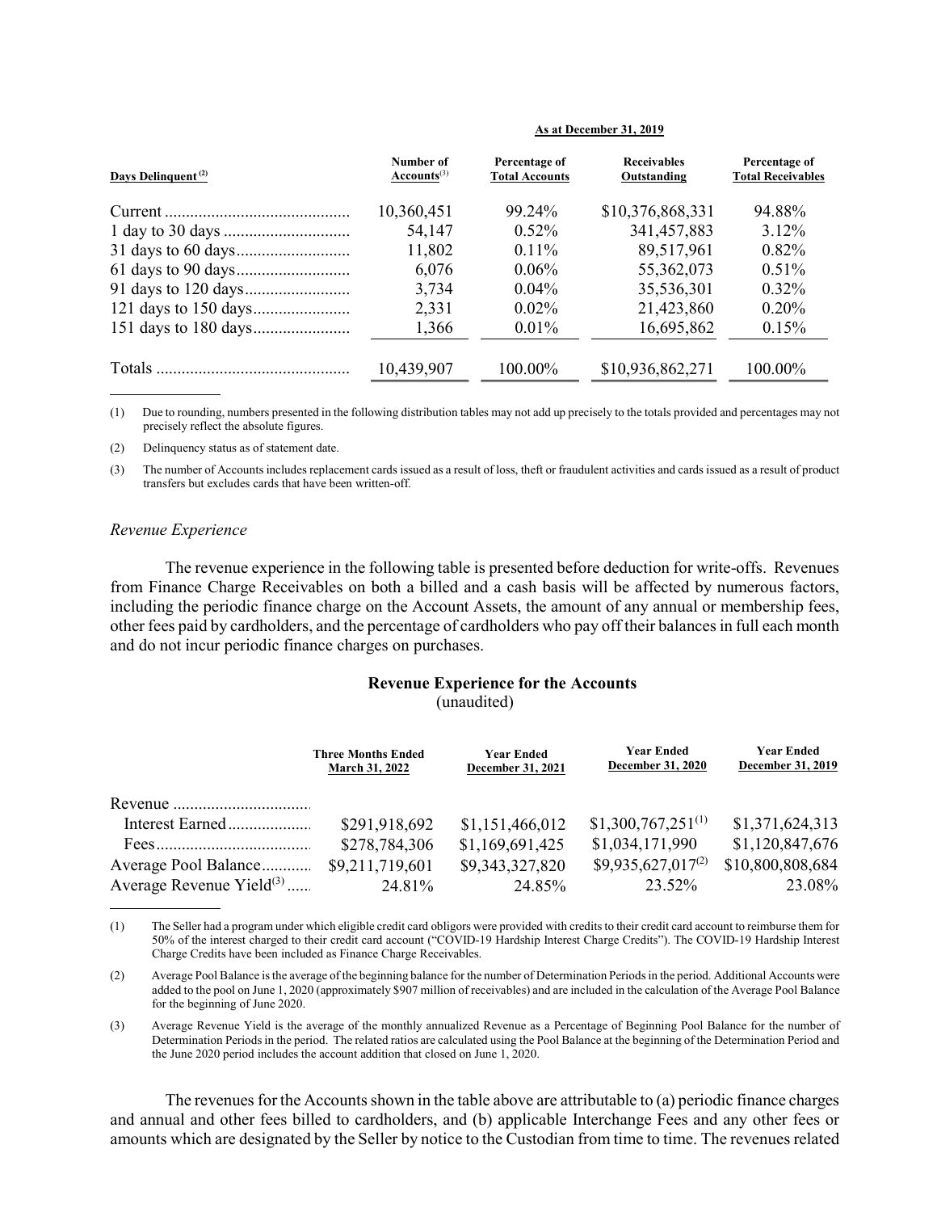| Days Delinquent [(2)] | As at December 31, 2019 | | | |
|---|---|---|---|---|
| | Number of Accounts[(3)] | Percentage of Total Accounts | Receivables Outstanding | Percentage of Total Receivables |
| Current | 10,360,451 | 99.24% | $10,376,868,331 | 94.88% |
| 1 day to 30 days | 54,147 | 0.52% | 341,457,883 | 3.12% |
| 31 days to 60 days | 11,802 | 0.11% | 89,517,961 | 0.82% |
| 61 days to 90 days | 6,076 | 0.06% | 55,362,073 | 0.51% |
| 91 days to 120 days | 3,734 | 0.04% | 35,536,301 | 0.32% |
| 121 days to 150 days | 2,331 | 0.02% | 21,423,860 | 0.20% |
| 151 days to 180 days | 1,366 | 0.01% | 16,695,862 | 0.15% |
| Totals | 10,439,907 | 100.00% | $10,936,862,271 | 100.00% |

(1) Due to rounding, numbers presented in the following distribution tables may not add up precisely to the totals provided and percentages may not precisely reflect the absolute figures.

(2) Delinquency status as of statement date.

(3) The number of Accounts includes replacement cards issued as a result of loss, theft or fraudulent activities and cards issued as a result of product transfers but excludes cards that have been written-off.

*Revenue Experience*

The revenue experience in the following table is presented before deduction for write-offs. Revenues from Finance Charge Receivables on both a billed and a cash basis will be affected by numerous factors, including the periodic finance charge on the Account Assets, the amount of any annual or membership fees, other fees paid by cardholders, and the percentage of cardholders who pay off their balances in full each month and do not incur periodic finance charges on purchases.

**Revenue Experience for the Accounts**
(unaudited)

| | Three Months Ended March 31, 2022 | Year Ended December 31, 2021 | Year Ended December 31, 2020 | Year Ended December 31, 2019 |
|---|---|---|---|---|
| Revenue | | | | |
| Interest Earned | $291,918,692 | $1,151,466,012 | $1,300,767,251[(1)] | $1,371,624,313 |
| Fees | $278,784,306 | $1,169,691,425 | $1,034,171,990 | $1,120,847,676 |
| Average Pool Balance | $9,211,719,601 | $9,343,327,820 | $9,935,627,017[(2)] | $10,800,808,684 |
| Average Revenue Yield[(3)] | 24.81% | 24.85% | 23.52% | 23.08% |

(1) The Seller had a program under which eligible credit card obligors were provided with credits to their credit card account to reimburse them for 50% of the interest charged to their credit card account ("COVID-19 Hardship Interest Charge Credits"). The COVID-19 Hardship Interest Charge Credits have been included as Finance Charge Receivables.

(2) Average Pool Balance is the average of the beginning balance for the number of Determination Periods in the period. Additional Accounts were added to the pool on June 1, 2020 (approximately $907 million of receivables) and are included in the calculation of the Average Pool Balance for the beginning of June 2020.

(3) Average Revenue Yield is the average of the monthly annualized Revenue as a Percentage of Beginning Pool Balance for the number of Determination Periods in the period. The related ratios are calculated using the Pool Balance at the beginning of the Determination Period and the June 2020 period includes the account addition that closed on June 1, 2020.

The revenues for the Accounts shown in the table above are attributable to (a) periodic finance charges and annual and other fees billed to cardholders, and (b) applicable Interchange Fees and any other fees or amounts which are designated by the Seller by notice to the Custodian from time to time. The revenues related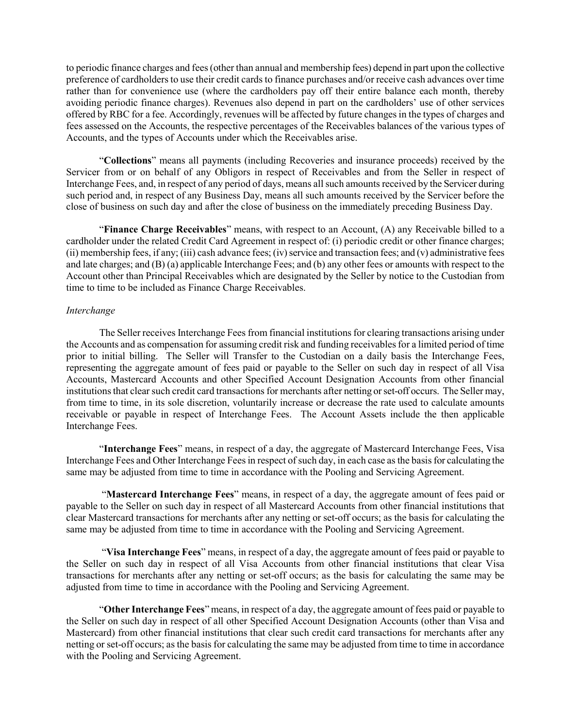to periodic finance charges and fees (other than annual and membership fees) depend in part upon the collective preference of cardholders to use their credit cards to finance purchases and/or receive cash advances over time rather than for convenience use (where the cardholders pay off their entire balance each month, thereby avoiding periodic finance charges). Revenues also depend in part on the cardholders' use of other services offered by RBC for a fee. Accordingly, revenues will be affected by future changes in the types of charges and fees assessed on the Accounts, the respective percentages of the Receivables balances of the various types of Accounts, and the types of Accounts under which the Receivables arise.

"**Collections**" means all payments (including Recoveries and insurance proceeds) received by the Servicer from or on behalf of any Obligors in respect of Receivables and from the Seller in respect of Interchange Fees, and, in respect of any period of days, means all such amounts received by the Servicer during such period and, in respect of any Business Day, means all such amounts received by the Servicer before the close of business on such day and after the close of business on the immediately preceding Business Day.

"**Finance Charge Receivables**" means, with respect to an Account, (A) any Receivable billed to a cardholder under the related Credit Card Agreement in respect of: (i) periodic credit or other finance charges; (ii) membership fees, if any; (iii) cash advance fees; (iv) service and transaction fees; and (v) administrative fees and late charges; and (B) (a) applicable Interchange Fees; and (b) any other fees or amounts with respect to the Account other than Principal Receivables which are designated by the Seller by notice to the Custodian from time to time to be included as Finance Charge Receivables.

*Interchange*

The Seller receives Interchange Fees from financial institutions for clearing transactions arising under the Accounts and as compensation for assuming credit risk and funding receivables for a limited period of time prior to initial billing. The Seller will Transfer to the Custodian on a daily basis the Interchange Fees, representing the aggregate amount of fees paid or payable to the Seller on such day in respect of all Visa Accounts, Mastercard Accounts and other Specified Account Designation Accounts from other financial institutions that clear such credit card transactions for merchants after netting or set-off occurs. The Seller may, from time to time, in its sole discretion, voluntarily increase or decrease the rate used to calculate amounts receivable or payable in respect of Interchange Fees. The Account Assets include the then applicable Interchange Fees.

"**Interchange Fees**" means, in respect of a day, the aggregate of Mastercard Interchange Fees, Visa Interchange Fees and Other Interchange Fees in respect of such day, in each case as the basis for calculating the same may be adjusted from time to time in accordance with the Pooling and Servicing Agreement.

"**Mastercard Interchange Fees**" means, in respect of a day, the aggregate amount of fees paid or payable to the Seller on such day in respect of all Mastercard Accounts from other financial institutions that clear Mastercard transactions for merchants after any netting or set-off occurs; as the basis for calculating the same may be adjusted from time to time in accordance with the Pooling and Servicing Agreement.

"**Visa Interchange Fees**" means, in respect of a day, the aggregate amount of fees paid or payable to the Seller on such day in respect of all Visa Accounts from other financial institutions that clear Visa transactions for merchants after any netting or set-off occurs; as the basis for calculating the same may be adjusted from time to time in accordance with the Pooling and Servicing Agreement.

"**Other Interchange Fees**" means, in respect of a day, the aggregate amount of fees paid or payable to the Seller on such day in respect of all other Specified Account Designation Accounts (other than Visa and Mastercard) from other financial institutions that clear such credit card transactions for merchants after any netting or set-off occurs; as the basis for calculating the same may be adjusted from time to time in accordance with the Pooling and Servicing Agreement.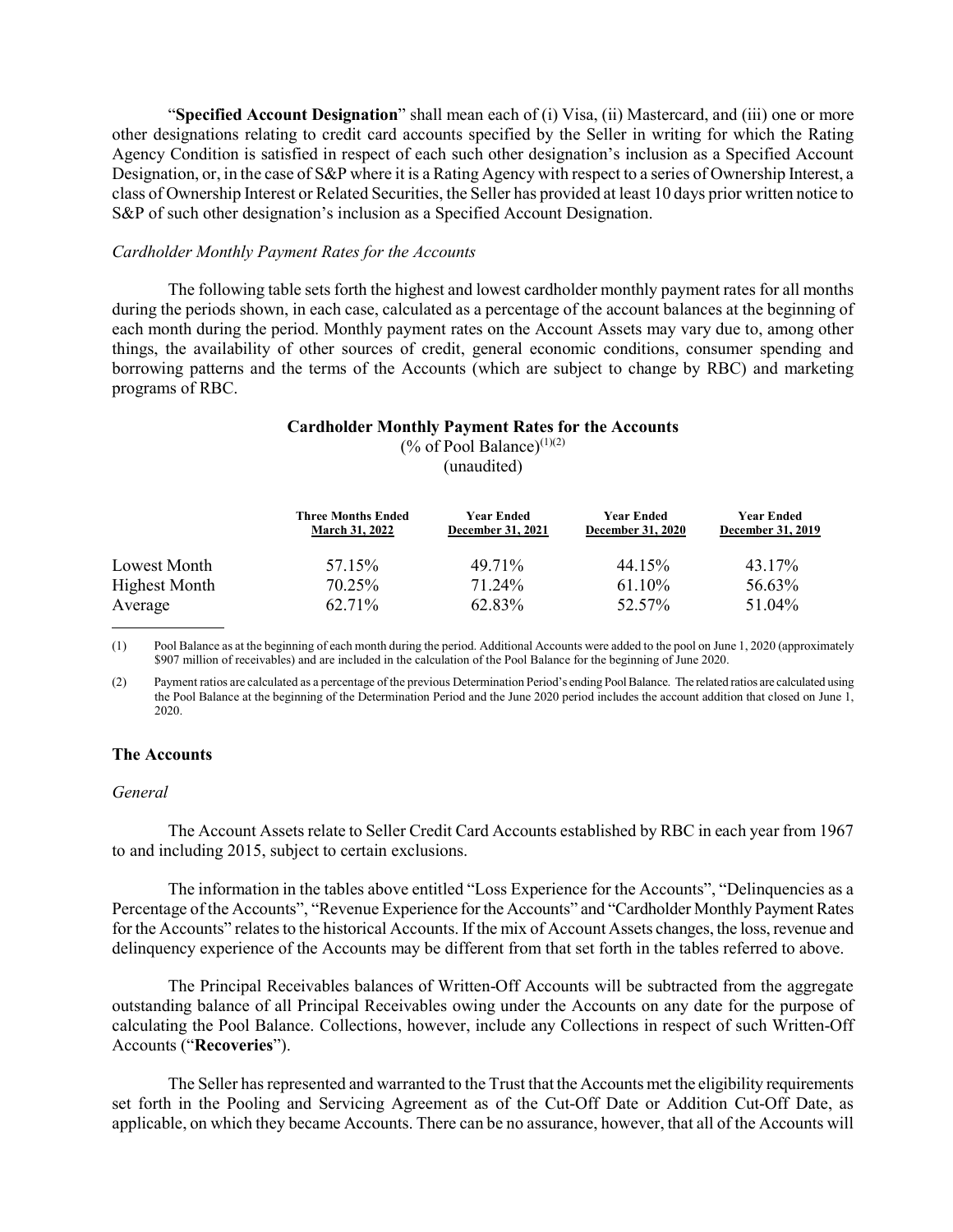"**Specified Account Designation**" shall mean each of (i) Visa, (ii) Mastercard, and (iii) one or more other designations relating to credit card accounts specified by the Seller in writing for which the Rating Agency Condition is satisfied in respect of each such other designation's inclusion as a Specified Account Designation, or, in the case of S&P where it is a Rating Agency with respect to a series of Ownership Interest, a class of Ownership Interest or Related Securities, the Seller has provided at least 10 days prior written notice to S&P of such other designation's inclusion as a Specified Account Designation.

*Cardholder Monthly Payment Rates for the Accounts*

The following table sets forth the highest and lowest cardholder monthly payment rates for all months during the periods shown, in each case, calculated as a percentage of the account balances at the beginning of each month during the period. Monthly payment rates on the Account Assets may vary due to, among other things, the availability of other sources of credit, general economic conditions, consumer spending and borrowing patterns and the terms of the Accounts (which are subject to change by RBC) and marketing programs of RBC.

**Cardholder Monthly Payment Rates for the Accounts**

(% of Pool Balance)[(1)(2)]

(unaudited)

| | Three Months Ended March 31, 2022 | Year Ended December 31, 2021 | Year Ended December 31, 2020 | Year Ended December 31, 2019 |
|---|---|---|---|---|
| Lowest Month | 57.15% | 49.71% | 44.15% | 43.17% |
| Highest Month | 70.25% | 71.24% | 61.10% | 56.63% |
| Average | 62.71% | 62.83% | 52.57% | 51.04% |

(1) Pool Balance as at the beginning of each month during the period. Additional Accounts were added to the pool on June 1, 2020 (approximately $907 million of receivables) and are included in the calculation of the Pool Balance for the beginning of June 2020.

(2) Payment ratios are calculated as a percentage of the previous Determination Period's ending Pool Balance. The related ratios are calculated using the Pool Balance at the beginning of the Determination Period and the June 2020 period includes the account addition that closed on June 1, 2020.

### The Accounts

*General*

The Account Assets relate to Seller Credit Card Accounts established by RBC in each year from 1967 to and including 2015, subject to certain exclusions.

The information in the tables above entitled "Loss Experience for the Accounts", "Delinquencies as a Percentage of the Accounts", "Revenue Experience for the Accounts" and "Cardholder Monthly Payment Rates for the Accounts" relates to the historical Accounts. If the mix of Account Assets changes, the loss, revenue and delinquency experience of the Accounts may be different from that set forth in the tables referred to above.

The Principal Receivables balances of Written-Off Accounts will be subtracted from the aggregate outstanding balance of all Principal Receivables owing under the Accounts on any date for the purpose of calculating the Pool Balance. Collections, however, include any Collections in respect of such Written-Off Accounts ("**Recoveries**").

The Seller has represented and warranted to the Trust that the Accounts met the eligibility requirements set forth in the Pooling and Servicing Agreement as of the Cut-Off Date or Addition Cut-Off Date, as applicable, on which they became Accounts. There can be no assurance, however, that all of the Accounts will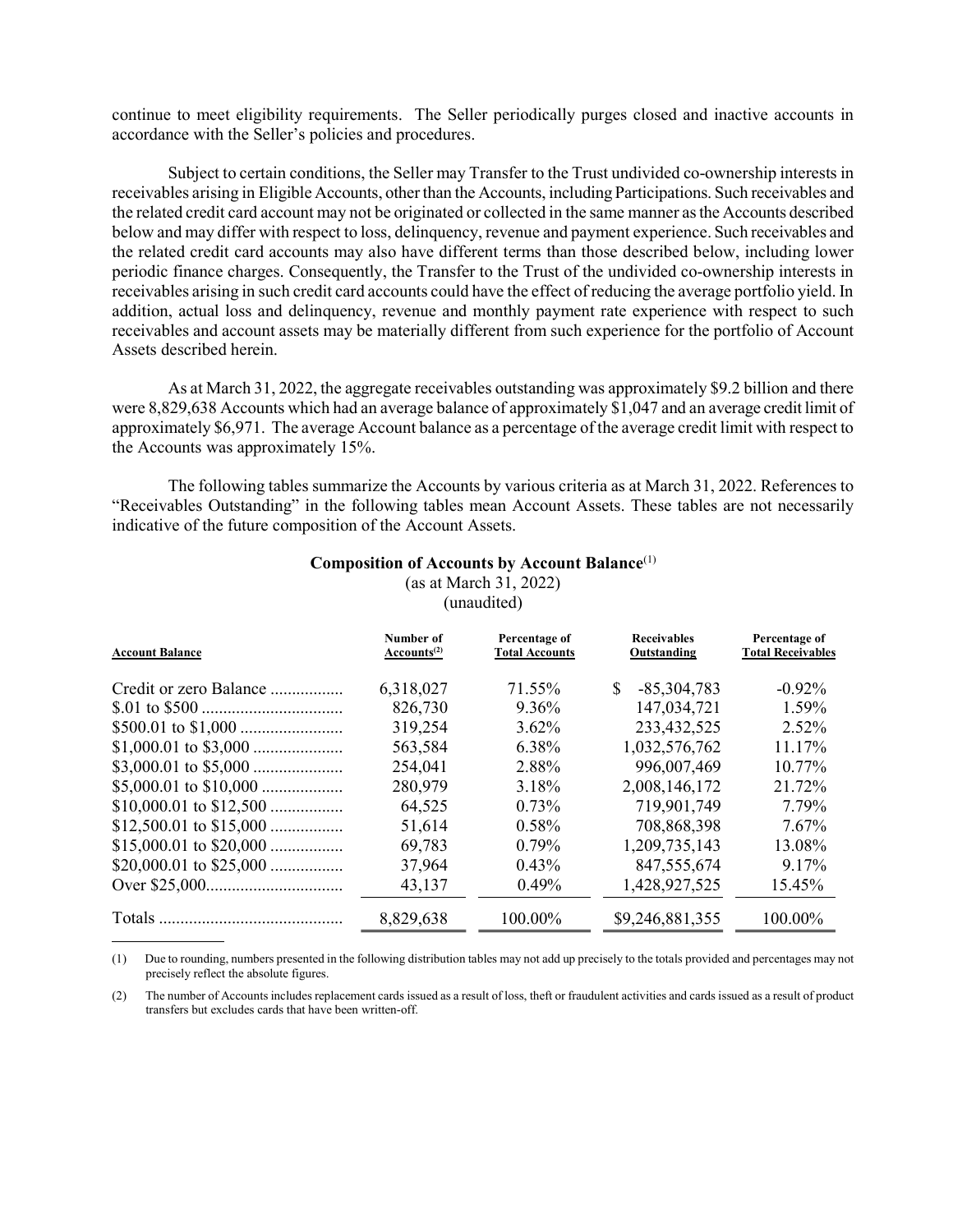continue to meet eligibility requirements. The Seller periodically purges closed and inactive accounts in accordance with the Seller's policies and procedures.

Subject to certain conditions, the Seller may Transfer to the Trust undivided co-ownership interests in receivables arising in Eligible Accounts, other than the Accounts, including Participations. Such receivables and the related credit card account may not be originated or collected in the same manner as the Accounts described below and may differ with respect to loss, delinquency, revenue and payment experience. Such receivables and the related credit card accounts may also have different terms than those described below, including lower periodic finance charges. Consequently, the Transfer to the Trust of the undivided co-ownership interests in receivables arising in such credit card accounts could have the effect of reducing the average portfolio yield. In addition, actual loss and delinquency, revenue and monthly payment rate experience with respect to such receivables and account assets may be materially different from such experience for the portfolio of Account Assets described herein.

As at March 31, 2022, the aggregate receivables outstanding was approximately $9.2 billion and there were 8,829,638 Accounts which had an average balance of approximately $1,047 and an average credit limit of approximately $6,971. The average Account balance as a percentage of the average credit limit with respect to the Accounts was approximately 15%.

The following tables summarize the Accounts by various criteria as at March 31, 2022. References to "Receivables Outstanding" in the following tables mean Account Assets. These tables are not necessarily indicative of the future composition of the Account Assets.

**Composition of Accounts by Account Balance**[1]
(as at March 31, 2022)
(unaudited)

| Account Balance | Number of Accounts[2] | Percentage of Total Accounts | Receivables Outstanding | Percentage of Total Receivables |
|---|---|---|---|---|
| Credit or zero Balance | 6,318,027 | 71.55% | $ -85,304,783 | -0.92% |
| $.01 to $500 | 826,730 | 9.36% | 147,034,721 | 1.59% |
| $500.01 to $1,000 | 319,254 | 3.62% | 233,432,525 | 2.52% |
| $1,000.01 to $3,000 | 563,584 | 6.38% | 1,032,576,762 | 11.17% |
| $3,000.01 to $5,000 | 254,041 | 2.88% | 996,007,469 | 10.77% |
| $5,000.01 to $10,000 | 280,979 | 3.18% | 2,008,146,172 | 21.72% |
| $10,000.01 to $12,500 | 64,525 | 0.73% | 719,901,749 | 7.79% |
| $12,500.01 to $15,000 | 51,614 | 0.58% | 708,868,398 | 7.67% |
| $15,000.01 to $20,000 | 69,783 | 0.79% | 1,209,735,143 | 13.08% |
| $20,000.01 to $25,000 | 37,964 | 0.43% | 847,555,674 | 9.17% |
| Over $25,000 | 43,137 | 0.49% | 1,428,927,525 | 15.45% |
| Totals | 8,829,638 | 100.00% | $9,246,881,355 | 100.00% |

(1) Due to rounding, numbers presented in the following distribution tables may not add up precisely to the totals provided and percentages may not precisely reflect the absolute figures.

(2) The number of Accounts includes replacement cards issued as a result of loss, theft or fraudulent activities and cards issued as a result of product transfers but excludes cards that have been written-off.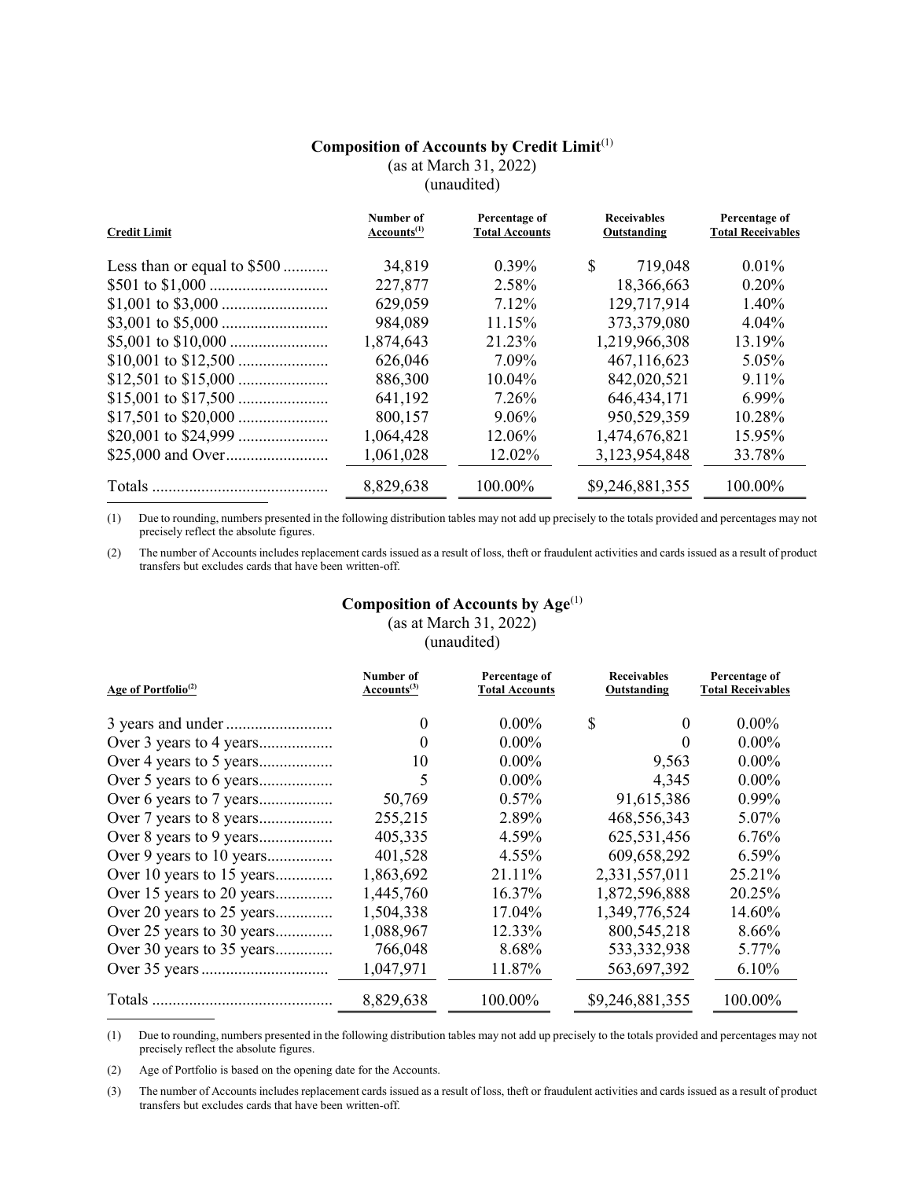## Composition of Accounts by Credit Limit[(1)]

(as at March 31, 2022)
(unaudited)

| Credit Limit | Number of Accounts[(1)] | Percentage of Total Accounts | Receivables Outstanding | Percentage of Total Receivables |
|---|---|---|---|---|
| Less than or equal to $500 | 34,819 | 0.39% | $ 719,048 | 0.01% |
| $501 to $1,000 | 227,877 | 2.58% | 18,366,663 | 0.20% |
| $1,001 to $3,000 | 629,059 | 7.12% | 129,717,914 | 1.40% |
| $3,001 to $5,000 | 984,089 | 11.15% | 373,379,080 | 4.04% |
| $5,001 to $10,000 | 1,874,643 | 21.23% | 1,219,966,308 | 13.19% |
| $10,001 to $12,500 | 626,046 | 7.09% | 467,116,623 | 5.05% |
| $12,501 to $15,000 | 886,300 | 10.04% | 842,020,521 | 9.11% |
| $15,001 to $17,500 | 641,192 | 7.26% | 646,434,171 | 6.99% |
| $17,501 to $20,000 | 800,157 | 9.06% | 950,529,359 | 10.28% |
| $20,001 to $24,999 | 1,064,428 | 12.06% | 1,474,676,821 | 15.95% |
| $25,000 and Over | 1,061,028 | 12.02% | 3,123,954,848 | 33.78% |
| Totals | 8,829,638 | 100.00% | $9,246,881,355 | 100.00% |

(1) Due to rounding, numbers presented in the following distribution tables may not add up precisely to the totals provided and percentages may not precisely reflect the absolute figures.

(2) The number of Accounts includes replacement cards issued as a result of loss, theft or fraudulent activities and cards issued as a result of product transfers but excludes cards that have been written-off.

## Composition of Accounts by Age[(1)]

(as at March 31, 2022)
(unaudited)

| Age of Portfolio[(2)] | Number of Accounts[(3)] | Percentage of Total Accounts | Receivables Outstanding | Percentage of Total Receivables |
|---|---|---|---|---|
| 3 years and under | 0 | 0.00% | $ 0 | 0.00% |
| Over 3 years to 4 years | 0 | 0.00% | 0 | 0.00% |
| Over 4 years to 5 years | 10 | 0.00% | 9,563 | 0.00% |
| Over 5 years to 6 years | 5 | 0.00% | 4,345 | 0.00% |
| Over 6 years to 7 years | 50,769 | 0.57% | 91,615,386 | 0.99% |
| Over 7 years to 8 years | 255,215 | 2.89% | 468,556,343 | 5.07% |
| Over 8 years to 9 years | 405,335 | 4.59% | 625,531,456 | 6.76% |
| Over 9 years to 10 years | 401,528 | 4.55% | 609,658,292 | 6.59% |
| Over 10 years to 15 years | 1,863,692 | 21.11% | 2,331,557,011 | 25.21% |
| Over 15 years to 20 years | 1,445,760 | 16.37% | 1,872,596,888 | 20.25% |
| Over 20 years to 25 years | 1,504,338 | 17.04% | 1,349,776,524 | 14.60% |
| Over 25 years to 30 years | 1,088,967 | 12.33% | 800,545,218 | 8.66% |
| Over 30 years to 35 years | 766,048 | 8.68% | 533,332,938 | 5.77% |
| Over 35 years | 1,047,971 | 11.87% | 563,697,392 | 6.10% |
| Totals | 8,829,638 | 100.00% | $9,246,881,355 | 100.00% |

(1) Due to rounding, numbers presented in the following distribution tables may not add up precisely to the totals provided and percentages may not precisely reflect the absolute figures.

(2) Age of Portfolio is based on the opening date for the Accounts.

(3) The number of Accounts includes replacement cards issued as a result of loss, theft or fraudulent activities and cards issued as a result of product transfers but excludes cards that have been written-off.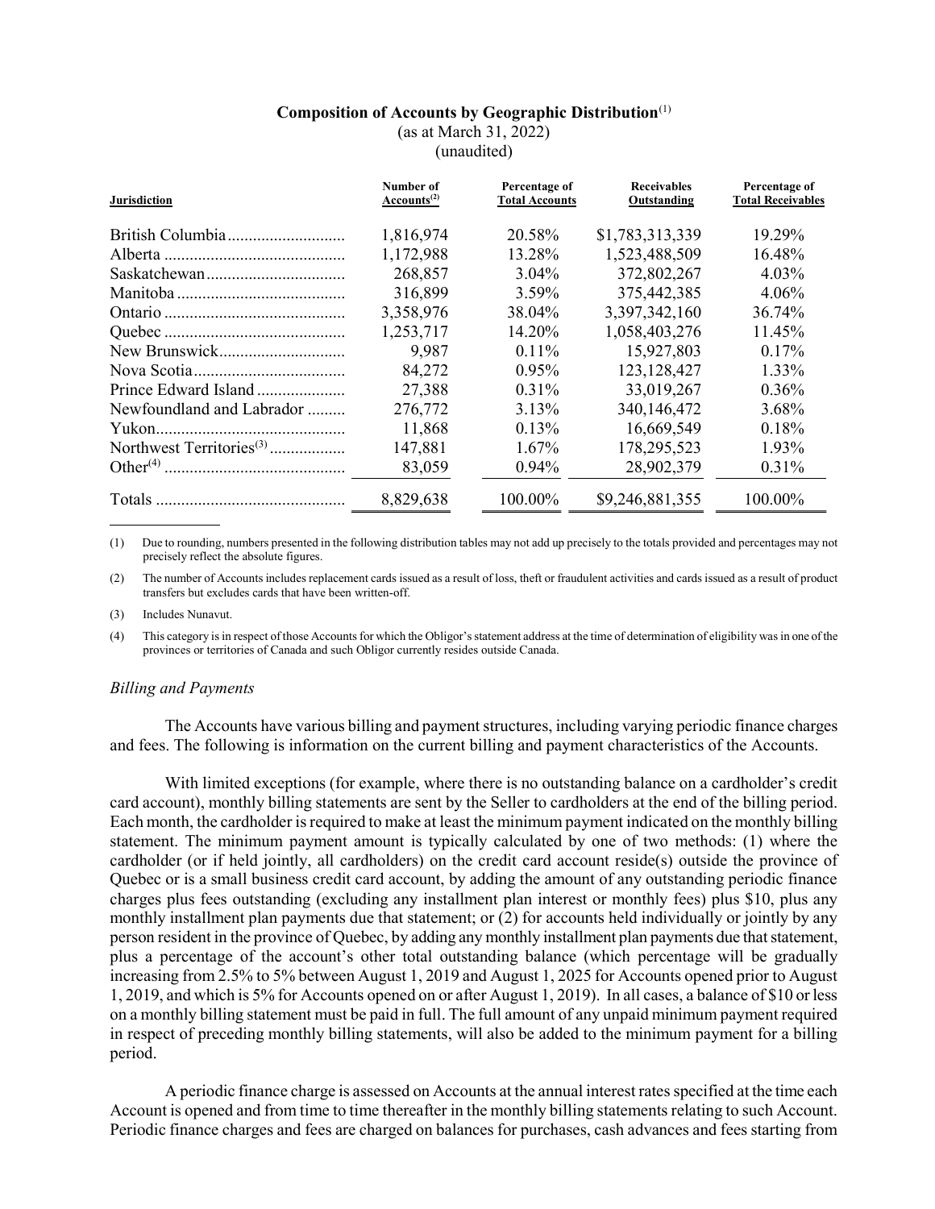**Composition of Accounts by Geographic Distribution**[(1)]
(as at March 31, 2022)
(unaudited)

| Jurisdiction | Number of Accounts[(2)] | Percentage of Total Accounts | Receivables Outstanding | Percentage of Total Receivables |
|---|---|---|---|---|
| British Columbia | 1,816,974 | 20.58% | $1,783,313,339 | 19.29% |
| Alberta | 1,172,988 | 13.28% | 1,523,488,509 | 16.48% |
| Saskatchewan | 268,857 | 3.04% | 372,802,267 | 4.03% |
| Manitoba | 316,899 | 3.59% | 375,442,385 | 4.06% |
| Ontario | 3,358,976 | 38.04% | 3,397,342,160 | 36.74% |
| Quebec | 1,253,717 | 14.20% | 1,058,403,276 | 11.45% |
| New Brunswick | 9,987 | 0.11% | 15,927,803 | 0.17% |
| Nova Scotia | 84,272 | 0.95% | 123,128,427 | 1.33% |
| Prince Edward Island | 27,388 | 0.31% | 33,019,267 | 0.36% |
| Newfoundland and Labrador | 276,772 | 3.13% | 340,146,472 | 3.68% |
| Yukon | 11,868 | 0.13% | 16,669,549 | 0.18% |
| Northwest Territories[(3)] | 147,881 | 1.67% | 178,295,523 | 1.93% |
| Other[(4)] | 83,059 | 0.94% | 28,902,379 | 0.31% |
| Totals | 8,829,638 | 100.00% | $9,246,881,355 | 100.00% |

(1) Due to rounding, numbers presented in the following distribution tables may not add up precisely to the totals provided and percentages may not precisely reflect the absolute figures.

(2) The number of Accounts includes replacement cards issued as a result of loss, theft or fraudulent activities and cards issued as a result of product transfers but excludes cards that have been written-off.

(3) Includes Nunavut.

(4) This category is in respect of those Accounts for which the Obligor's statement address at the time of determination of eligibility was in one of the provinces or territories of Canada and such Obligor currently resides outside Canada.

*Billing and Payments*

The Accounts have various billing and payment structures, including varying periodic finance charges and fees. The following is information on the current billing and payment characteristics of the Accounts.

With limited exceptions (for example, where there is no outstanding balance on a cardholder's credit card account), monthly billing statements are sent by the Seller to cardholders at the end of the billing period. Each month, the cardholder is required to make at least the minimum payment indicated on the monthly billing statement. The minimum payment amount is typically calculated by one of two methods: (1) where the cardholder (or if held jointly, all cardholders) on the credit card account reside(s) outside the province of Quebec or is a small business credit card account, by adding the amount of any outstanding periodic finance charges plus fees outstanding (excluding any installment plan interest or monthly fees) plus \$10, plus any monthly installment plan payments due that statement; or (2) for accounts held individually or jointly by any person resident in the province of Quebec, by adding any monthly installment plan payments due that statement, plus a percentage of the account's other total outstanding balance (which percentage will be gradually increasing from 2.5% to 5% between August 1, 2019 and August 1, 2025 for Accounts opened prior to August 1, 2019, and which is 5% for Accounts opened on or after August 1, 2019). In all cases, a balance of \$10 or less on a monthly billing statement must be paid in full. The full amount of any unpaid minimum payment required in respect of preceding monthly billing statements, will also be added to the minimum payment for a billing period.

A periodic finance charge is assessed on Accounts at the annual interest rates specified at the time each Account is opened and from time to time thereafter in the monthly billing statements relating to such Account. Periodic finance charges and fees are charged on balances for purchases, cash advances and fees starting from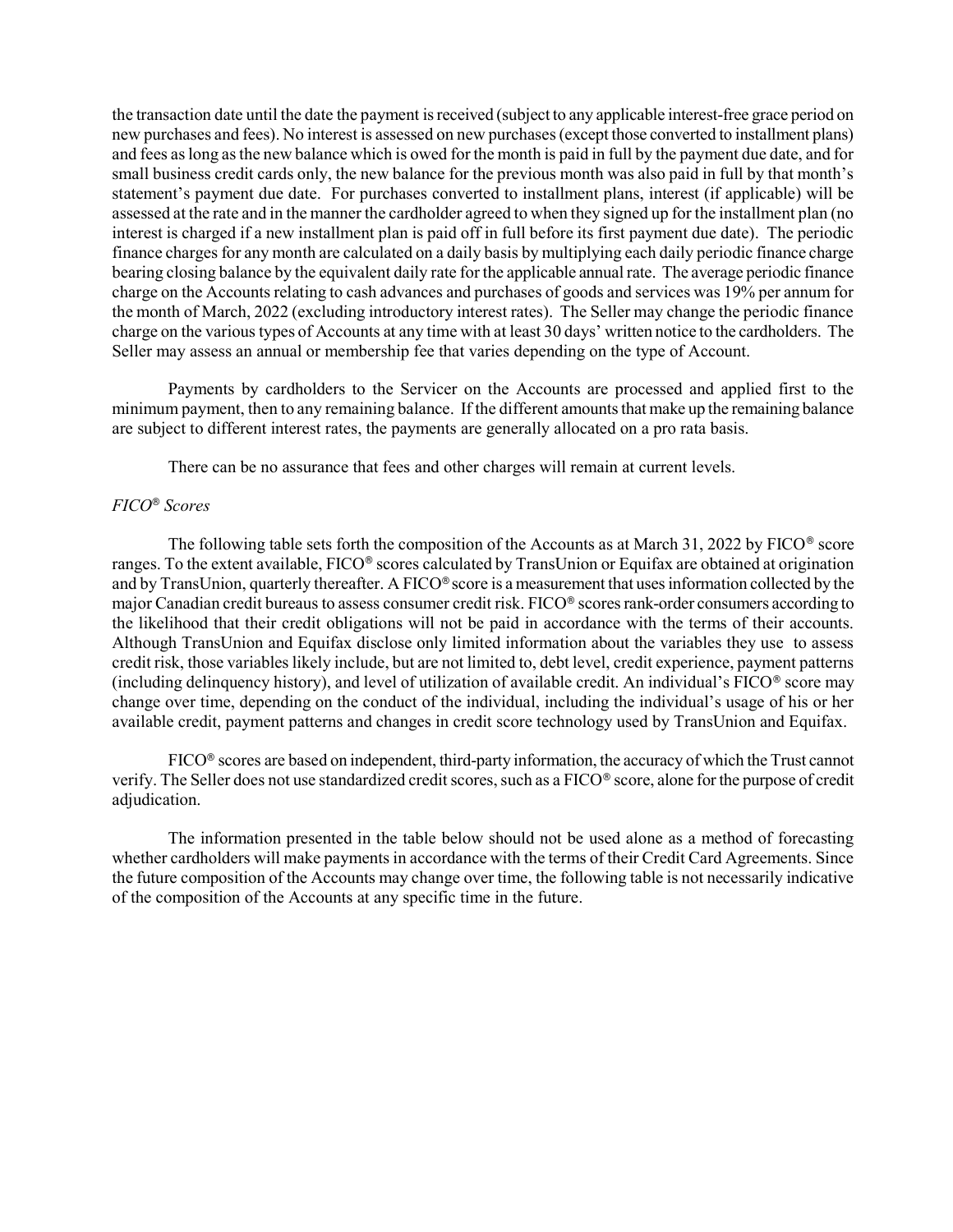the transaction date until the date the payment is received (subject to any applicable interest-free grace period on new purchases and fees). No interest is assessed on new purchases (except those converted to installment plans) and fees as long as the new balance which is owed for the month is paid in full by the payment due date, and for small business credit cards only, the new balance for the previous month was also paid in full by that month's statement's payment due date. For purchases converted to installment plans, interest (if applicable) will be assessed at the rate and in the manner the cardholder agreed to when they signed up for the installment plan (no interest is charged if a new installment plan is paid off in full before its first payment due date). The periodic finance charges for any month are calculated on a daily basis by multiplying each daily periodic finance charge bearing closing balance by the equivalent daily rate for the applicable annual rate. The average periodic finance charge on the Accounts relating to cash advances and purchases of goods and services was 19% per annum for the month of March, 2022 (excluding introductory interest rates). The Seller may change the periodic finance charge on the various types of Accounts at any time with at least 30 days' written notice to the cardholders. The Seller may assess an annual or membership fee that varies depending on the type of Account.

Payments by cardholders to the Servicer on the Accounts are processed and applied first to the minimum payment, then to any remaining balance. If the different amounts that make up the remaining balance are subject to different interest rates, the payments are generally allocated on a pro rata basis.

There can be no assurance that fees and other charges will remain at current levels.

*FICO® Scores*

The following table sets forth the composition of the Accounts as at March 31, 2022 by FICO® score ranges. To the extent available, FICO® scores calculated by TransUnion or Equifax are obtained at origination and by TransUnion, quarterly thereafter. A FICO® score is a measurement that uses information collected by the major Canadian credit bureaus to assess consumer credit risk. FICO® scores rank-order consumers according to the likelihood that their credit obligations will not be paid in accordance with the terms of their accounts. Although TransUnion and Equifax disclose only limited information about the variables they use to assess credit risk, those variables likely include, but are not limited to, debt level, credit experience, payment patterns (including delinquency history), and level of utilization of available credit. An individual's FICO® score may change over time, depending on the conduct of the individual, including the individual's usage of his or her available credit, payment patterns and changes in credit score technology used by TransUnion and Equifax.

FICO® scores are based on independent, third-party information, the accuracy of which the Trust cannot verify. The Seller does not use standardized credit scores, such as a FICO® score, alone for the purpose of credit adjudication.

The information presented in the table below should not be used alone as a method of forecasting whether cardholders will make payments in accordance with the terms of their Credit Card Agreements. Since the future composition of the Accounts may change over time, the following table is not necessarily indicative of the composition of the Accounts at any specific time in the future.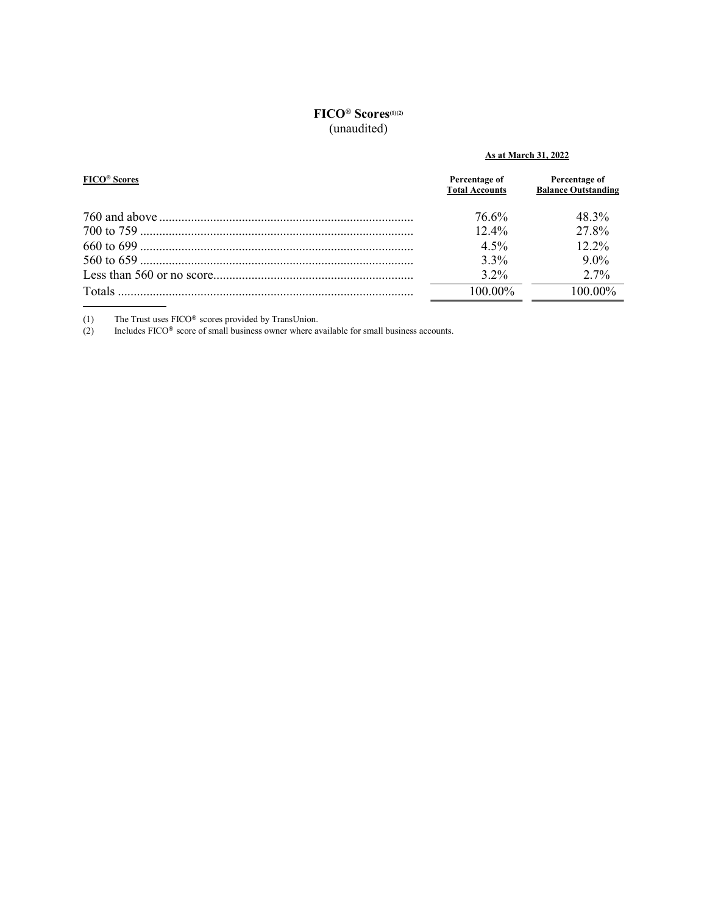## FICO® Scores[(1)(2)]

(unaudited)

| FICO® Scores | As at March 31, 2022 | |
|---|---|---|
| | Percentage of Total Accounts | Percentage of Balance Outstanding |
| 760 and above | 76.6% | 48.3% |
| 700 to 759 | 12.4% | 27.8% |
| 660 to 699 | 4.5% | 12.2% |
| 560 to 659 | 3.3% | 9.0% |
| Less than 560 or no score | 3.2% | 2.7% |
| Totals | 100.00% | 100.00% |

(1) The Trust uses FICO® scores provided by TransUnion.

(2) Includes FICO® score of small business owner where available for small business accounts.